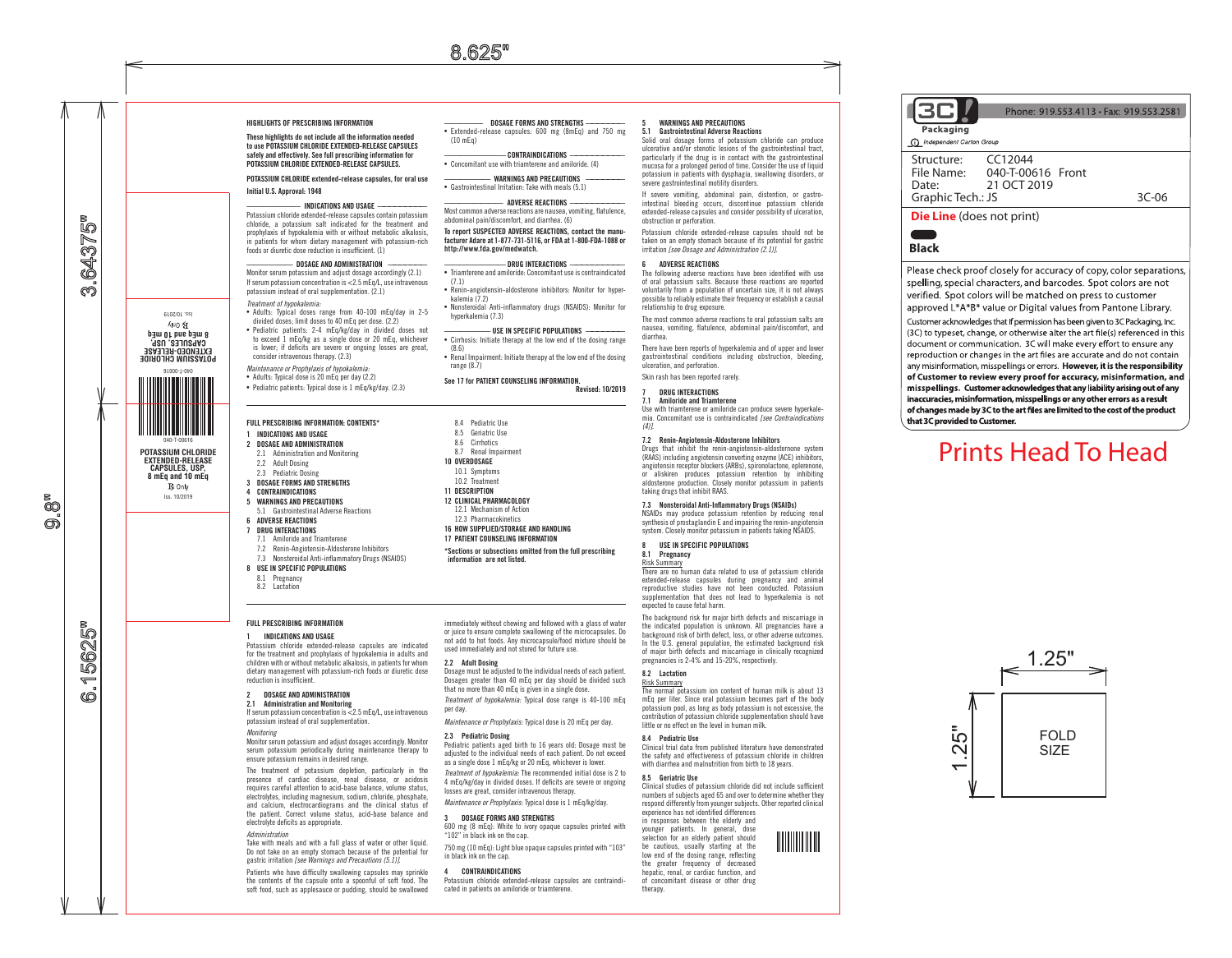POTASSIUM CHLORIDE EXTENDED-RELEASE CAPSULES, USP, 8 mEq and 10 mEq

℞ Only

Iss. 10/2019

040-T-00616

## HIGHLIGHTS OF PRESCRIBING INFORMATION

**These highlights do not include all the information needed to use POTASSIUM CHLORIDE EXTENDED-RELEASE CAPSULES safely and effectively. See full prescribing information for POTASSIUM CHLORIDE EXTENDED-RELEASE CAPSULES.**

**POTASSIUM CHLORIDE extended-release capsules, for oral use**

**Initial U.S. Approval: 1948**

### INDICATIONS AND USAGE

Potassium chloride extended-release capsules contain potassium chloride, a potassium salt indicated for the treatment and prophylaxis of hypokalemia with or without metabolic alkalosis, in patients for whom dietary management with potassium-rich foods or diuretic dose reduction is insufficient. (1)

### DOSAGE AND ADMINISTRATION

Monitor serum potassium and adjust dosage accordingly (2.1)

If serum potassium concentration is <2.5 mEq/L, use intravenous potassium instead of oral supplementation. (2.1)

*Treatment of hypokalemia:*

- Adults: Typical doses range from 40-100 mEq/day in 2-5 divided doses; limit doses to 40 mEq per dose. (2.2)
- Pediatric patients: 2-4 mEq/kg/day in divided doses not to exceed 1 mEq/kg as a single dose or 20 mEq, whichever is lower; if deficits are severe or ongoing losses are great, consider intravenous therapy. (2.3)

*Maintenance or Prophylaxis of hypokalemia:*

- Adults: Typical dose is 20 mEq per day (2.2)
- Pediatric patients: Typical dose is 1 mEq/kg/day. (2.3)

### DOSAGE FORMS AND STRENGTHS

- Extended-release capsules: 600 mg (8mEq) and 750 mg (10 mEq)

### CONTRAINDICATIONS

- Concomitant use with triamterene and amiloride. (4)

### WARNINGS AND PRECAUTIONS

- Gastrointestinal Irritation: Take with meals (5.1)

### ADVERSE REACTIONS

Most common adverse reactions are nausea, vomiting, flatulence, abdominal pain/discomfort, and diarrhea. (6)

**To report SUSPECTED ADVERSE REACTIONS, contact the manufacturer Adare at 1-877-731-5116, or FDA at 1-800-FDA-1088 or http://www.fda.gov/medwatch.**

### DRUG INTERACTIONS

- Triamterene and amiloride: Concomitant use is contraindicated (7.1)
- Renin-angiotensin-aldosterone inhibitors: Monitor for hyperkalemia (7.2)
- Nonsteroidal Anti-inflammatory drugs (NSAIDS): Monitor for hyperkalemia (7.3)

### USE IN SPECIFIC POPULATIONS

- Cirrhosis: Initiate therapy at the low end of the dosing range (8.6)
- Renal Impairment: Initiate therapy at the low end of the dosing range (8.7)

**See 17 for PATIENT COUNSELING INFORMATION.**

**Revised: 10/2019**

## FULL PRESCRIBING INFORMATION: CONTENTS*

**1 INDICATIONS AND USAGE**
**2 DOSAGE AND ADMINISTRATION**
- 2.1 Administration and Monitoring
- 2.2 Adult Dosing
- 2.3 Pediatric Dosing

**3 DOSAGE FORMS AND STRENGTHS**
**4 CONTRAINDICATIONS**
**5 WARNINGS AND PRECAUTIONS**
- 5.1 Gastrointestinal Adverse Reactions

**6 ADVERSE REACTIONS**
**7 DRUG INTERACTIONS**
- 7.1 Amiloride and Triamterene
- 7.2 Renin-Angiotensin-Aldosterone Inhibitors
- 7.3 Nonsteroidal Anti-inflammatory Drugs (NSAIDS)

**8 USE IN SPECIFIC POPULATIONS**
- 8.1 Pregnancy
- 8.2 Lactation
- 8.4 Pediatric Use
- 8.5 Geriatric Use
- 8.6 Cirrhotics
- 8.7 Renal Impairment

**10 OVERDOSAGE**
- 10.1 Symptoms
- 10.2 Treatment

**11 DESCRIPTION**
**12 CLINICAL PHARMACOLOGY**
- 12.1 Mechanism of Action
- 12.3 Pharmacokinetics

**16 HOW SUPPLIED/STORAGE AND HANDLING**
**17 PATIENT COUNSELING INFORMATION**

**\*Sections or subsections omitted from the full prescribing information are not listed.**

## FULL PRESCRIBING INFORMATION

### 1 INDICATIONS AND USAGE

Potassium chloride extended-release capsules are indicated for the treatment and prophylaxis of hypokalemia in adults and children with or without metabolic alkalosis, in patients for whom dietary management with potassium-rich foods or diuretic dose reduction is insufficient.

### 2 DOSAGE AND ADMINISTRATION

#### 2.1 Administration and Monitoring

If serum potassium concentration is <2.5 mEq/L, use intravenous potassium instead of oral supplementation.

*Monitoring*

Monitor serum potassium and adjust dosages accordingly. Monitor serum potassium periodically during maintenance therapy to ensure potassium remains in desired range.

The treatment of potassium depletion, particularly in the presence of cardiac disease, renal disease, or acidosis requires careful attention to acid-base balance, volume status, electrolytes, including magnesium, sodium, chloride, phosphate, and calcium, electrocardiograms and the clinical status of the patient. Correct volume status, acid-base balance and electrolyte deficits as appropriate.

*Administration*

Take with meals and with a full glass of water or other liquid. Do not take on an empty stomach because of the potential for gastric irritation *[see Warnings and Precautions (5.1)]*.

Patients who have difficulty swallowing capsules may sprinkle the contents of the capsule onto a spoonful of soft food. The soft food, such as applesauce or pudding, should be swallowed immediately without chewing and followed with a glass of water or juice to ensure complete swallowing of the microcapsules. Do not add to hot foods. Any microcapsule/food mixture should be used immediately and not stored for future use.

#### 2.2 Adult Dosing

Dosage must be adjusted to the individual needs of each patient. Dosages greater than 40 mEq per day should be divided such that no more than 40 mEq is given in a single dose.

*Treatment of hypokalemia:* Typical dose range is 40-100 mEq per day.

*Maintenance or Prophylaxis:* Typical dose is 20 mEq per day.

#### 2.3 Pediatric Dosing

Pediatric patients aged birth to 16 years old: Dosage must be adjusted to the individual needs of each patient. Do not exceed as a single dose 1 mEq/kg or 20 mEq, whichever is lower.

*Treatment of hypokalemia:* The recommended initial dose is 2 to 4 mEq/kg/day in divided doses. If deficits are severe or ongoing losses are great, consider intravenous therapy.

*Maintenance or Prophylaxis:* Typical dose is 1 mEq/kg/day.

### 3 DOSAGE FORMS AND STRENGTHS

600 mg (8 mEq): White to ivory opaque capsules printed with "102" in black ink on the cap.

750 mg (10 mEq): Light blue opaque capsules printed with "103" in black ink on the cap.

### 4 CONTRAINDICATIONS

Potassium chloride extended-release capsules are contraindicated in patients on amiloride or triamterene.

### 5 WARNINGS AND PRECAUTIONS

#### 5.1 Gastrointestinal Adverse Reactions

Solid oral dosage forms of potassium chloride can produce ulcerative and/or stenotic lesions of the gastrointestinal tract, particularly if the drug is in contact with the gastrointestinal mucosa for a prolonged period of time. Consider the use of liquid potassium in patients with dysphagia, swallowing disorders, or severe gastrointestinal motility disorders.

If severe vomiting, abdominal pain, distention, or gastrointestinal bleeding occurs, discontinue potassium chloride extended-release capsules and consider possibility of ulceration, obstruction or perforation.

Potassium chloride extended-release capsules should not be taken on an empty stomach because of its potential for gastric irritation *[see Dosage and Administration (2.1)]*.

### 6 ADVERSE REACTIONS

The following adverse reactions have been identified with use of oral potassium salts. Because these reactions are reported voluntarily from a population of uncertain size, it is not always possible to reliably estimate their frequency or establish a causal relationship to drug exposure.

The most common adverse reactions to oral potassium salts are nausea, vomiting, flatulence, abdominal pain/discomfort and diarrhea.

There have been reports of hyperkalemia and of upper and lower gastrointestinal conditions including obstruction, bleeding, ulceration, and perforation.

Skin rash has been reported rarely.

### 7 DRUG INTERACTIONS

#### 7.1 Amiloride and Triamterene

Use with triamterene or amiloride can produce severe hyperkalemia. Concomitant use is contraindicated *[see Contraindications (4)]*.

#### 7.2 Renin-Angiotensin-Aldosterone Inhibitors

Drugs that inhibit the renin-angiotensin-aldosterone system (RAAS) including angiotensin converting enzyme (ACE) inhibitors, angiotensin receptor blockers (ARBs), spironolactone, eplerenone, or aliskiren produces potassium retention by inhibiting aldosterone production. Closely monitor potassium in patients taking drugs that inhibit RAAS.

#### 7.3 Nonsteroidal Anti-Inflammatory Drugs (NSAIDs)

NSAIDs may produce potassium retention by reducing renal synthesis of prostaglandin E and impairing the renin-angiotensin system. Closely monitor potassium in patients taking NSAIDs.

### 8 USE IN SPECIFIC POPULATIONS

#### 8.1 Pregnancy

Risk Summary

There are no human data related to use of potassium chloride extended-release capsules during pregnancy and animal reproductive studies have not been conducted. Potassium supplementation that does not lead to hyperkalemia is not expected to cause fetal harm.

The background risk for major birth defects and miscarriage in the indicated population is unknown. All pregnancies have a background risk of birth defect, loss, or other adverse outcomes. In the U.S. general population, the estimated background risk of major birth defects and miscarriage in clinically recognized pregnancies is 2-4% and 15-20%, respectively.

#### 8.2 Lactation

Risk Summary

The normal potassium ion content of human milk is about 13 mEq per liter. Since oral potassium becomes part of the body potassium pool, as long as body potassium is not excessive, the contribution of potassium chloride supplementation should have little or no effect on the level in human milk.

#### 8.4 Pediatric Use

Clinical trial data from published literature have demonstrated the safety and effectiveness of potassium chloride in children with diarrhea and malnutrition from birth to 18 years.

#### 8.5 Geriatric Use

Clinical studies of potassium chloride did not include sufficient numbers of subjects aged 65 and over to determine whether they respond differently from younger subjects. Other reported clinical experience has not identified differences in responses between the elderly and younger patients. In general, dose selection for an elderly patient should be cautious, usually starting at the low end of the dosing range, reflecting the greater frequency of decreased hepatic, renal, or cardiac function, and of concomitant disease or other drug therapy.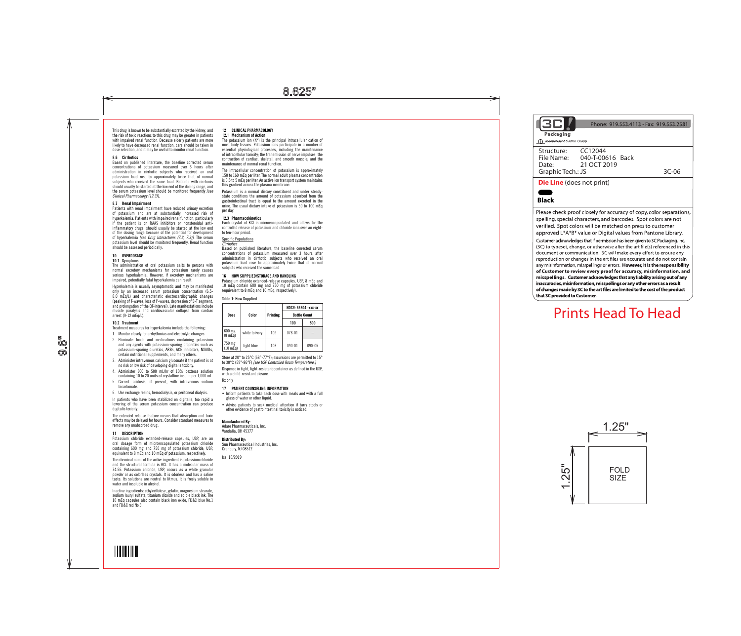This drug is known to be substantially excreted by the kidney, and the risk of toxic reactions to this drug may be greater in patients with impaired renal function. Because elderly patients are more likely to have decreased renal function, care should be taken in dose selection, and it may be useful to monitor renal function.

### 8.6 Cirrhotics

Based on published literature, the baseline corrected serum concentrations of potassium measured over 3 hours after administration in cirrhotic subjects who received an oral potassium load rose to approximately twice that of normal subjects who received the same load. Patients with cirrhosis should usually be started at the low end of the dosing range, and the serum potassium level should be monitored frequently *[see Clinical Pharmacology (12.3)]*.

### 8.7 Renal Impairment

Patients with renal impairment have reduced urinary excretion of potassium and are at substantially increased risk of hyperkalemia. Patients with impaired renal function, particularly if the patient is on RAAS inhibitors or nonsteroidal anti-inflammatory drugs, should usually be started at the low end of the dosing range because of the potential for development of hyperkalemia *[see Drug Interactions (7.2, 7.3)]*. The serum potassium level should be monitored frequently. Renal function should be assessed periodically.

## 10 OVERDOSAGE

### 10.1 Symptoms

The administration of oral potassium salts to persons with normal excretory mechanisms for potassium rarely causes serious hyperkalemia. However, if excretory mechanisms are impaired, potentially fatal hyperkalemia can result.

Hyperkalemia is usually asymptomatic and may be manifested only by an increased serum potassium concentration (6.5-8.0 mEq/L) and characteristic electrocardiographic changes (peaking of T-waves, loss of P-waves, depression of S-T segment, and prolongation of the QT-interval). Late manifestations include muscle paralysis and cardiovascular collapse from cardiac arrest (9-12 mEq/L).

### 10.2 Treatment

Treatment measures for hyperkalemia include the following:

1. Monitor closely for arrhythmias and electrolyte changes.
2. Eliminate foods and medications containing potassium and any agents with potassium-sparing properties such as potassium-sparing diuretics, ARBs, ACE inhibitors, NSAIDs, certain nutritional supplements, and many others.
3. Administer intravenous calcium gluconate if the patient is at no risk or low risk of developing digitalis toxicity.
4. Administer 300 to 500 mL/hr of 10% dextrose solution containing 10 to 20 units of crystalline insulin per 1,000 mL.
5. Correct acidosis, if present, with intravenous sodium bicarbonate.
6. Use exchange resins, hemodialysis, or peritoneal dialysis.

In patients who have been stabilized on digitalis, too rapid a lowering of the serum potassium concentration can produce digitalis toxicity.

The extended-release feature means that absorption and toxic effects may be delayed for hours. Consider standard measures to remove any unabsorbed drug.

## 11 DESCRIPTION

Potassium chloride extended-release capsules, USP, are an oral dosage form of microencapsulated potassium chloride containing 600 mg and 750 mg of potassium chloride, USP, equivalent to 8 mEq and 10 mEq of potassium, respectively.

The chemical name of the active ingredient is potassium chloride and the structural formula is KCl. It has a molecular mass of 74.55. Potassium chloride, USP, occurs as a white granular powder or as colorless crystals. It is odorless and has a saline taste. Its solutions are neutral to litmus. It is freely soluble in water and insoluble in alcohol.

Inactive ingredients: ethylcellulose, gelatin, magnesium stearate, sodium lauryl sulfate, titanium dioxide and edible black ink. The 10 mEq capsules also contain black iron oxide, FD&C blue No.1 and FD&C red No.3.

## 12 CLINICAL PHARMACOLOGY

### 12.1 Mechanism of Action

The potassium ion ($K^+$) is the principal intracellular cation of most body tissues. Potassium ions participate in a number of essential physiological processes, including the maintenance of intracellular tonicity; the transmission of nerve impulses; the contraction of cardiac, skeletal, and smooth muscle; and the maintenance of normal renal function.

The intracellular concentration of potassium is approximately 150 to 160 mEq per liter. The normal adult plasma concentration is 3.5 to 5 mEq per liter. An active ion transport system maintains this gradient across the plasma membrane.

Potassium is a normal dietary constituent and under steady-state conditions the amount of potassium absorbed from the gastrointestinal tract is equal to the amount excreted in the urine. The usual dietary intake of potassium is 50 to 100 mEq per day.

### 12.3 Pharmacokinetics

Each crystal of KCl is microencapsulated and allows for the controlled release of potassium and chloride ions over an eight-to ten-hour period.

Specific Populations

*Cirrhotics*

Based on published literature, the baseline corrected serum concentrations of potassium measured over 3 hours after administration in cirrhotic subjects who received an oral potassium load rose to approximately twice that of normal subjects who received the same load.

## 16 HOW SUPPLIED/STORAGE AND HANDLING

Potassium chloride extended-release capsules, USP, 8 mEq and 10 mEq contain 600 mg and 750 mg of potassium chloride (equivalent to 8 mEq and 10 mEq, respectively).

**Table 1: How Supplied**

| Dose | Color | Printing | NDC#: 63304 -xxx-xx | |
|---|---|---|---|---|
| | | | Bottle Count | |
| | | | 100 | 500 |
| 600 mg (8 mEq) | white to ivory | 102 | 078-01 | – |
| 750 mg (10 mEq) | light blue | 103 | 090-01 | 090-05 |

Store at 20° to 25°C (68°-77°F); excursions are permitted to 15° to 30°C (59°-86°F) *[see USP Controlled Room Temperature.]*

Dispense in tight, light-resistant container as defined in the USP, with a child-resistant closure.

Rx only

## 17 PATIENT COUNSELING INFORMATION

- Inform patients to take each dose with meals and with a full glass of water or other liquid.
- Advise patients to seek medical attention if tarry stools or other evidence of gastrointestinal toxicity is noticed.

**Manufactured By:**
Adare Pharmaceuticals, Inc.
Vandalia, OH 45377

**Distributed By:**
Sun Pharmaceutical Industries, Inc.
Cranbury, NJ 08512

Iss. 10/2019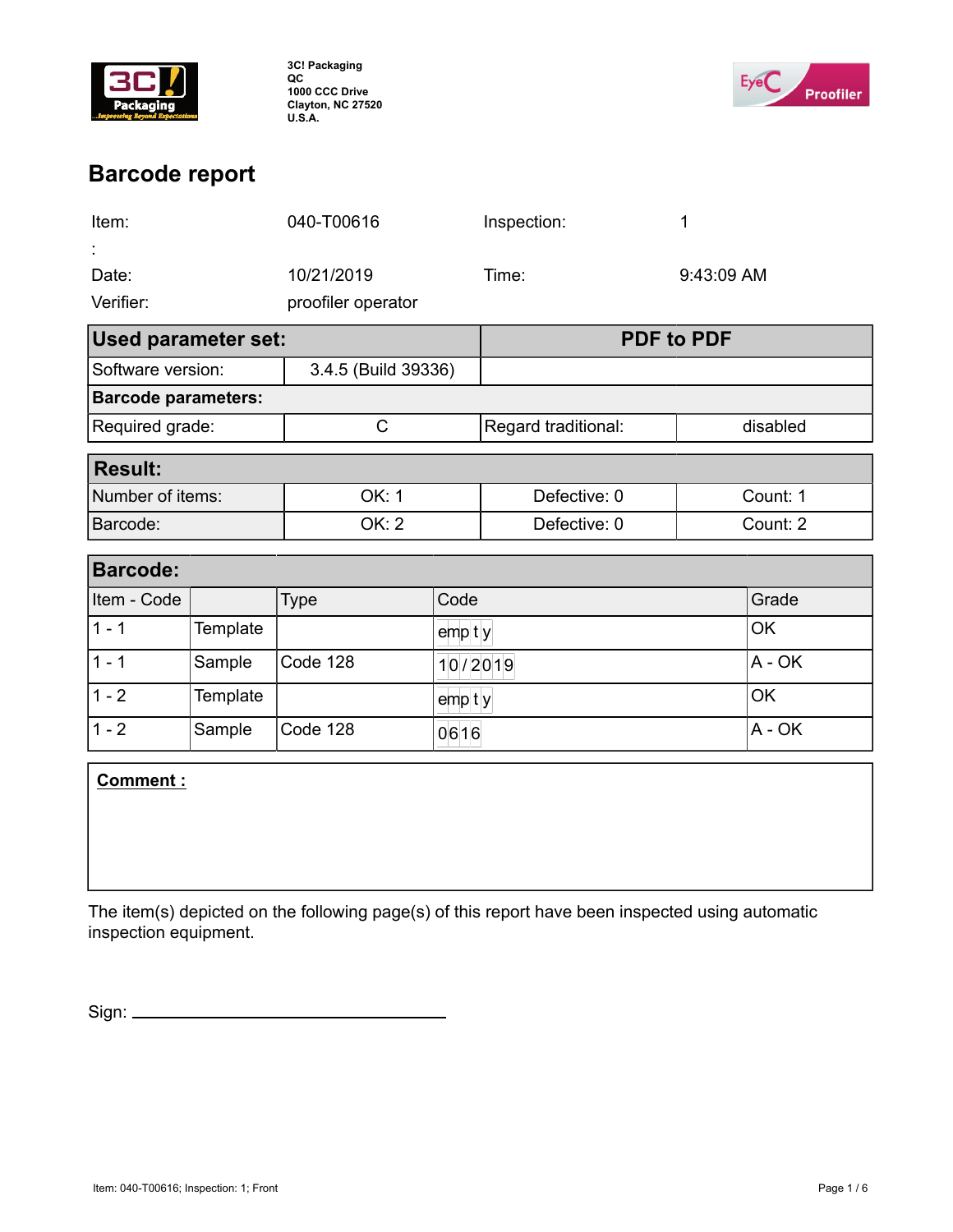3C! Packaging
QC
1000 CCC Drive
Clayton, NC 27520
U.S.A.

# Barcode report

| Item: | 040-T00616 | Inspection: | 1 |
|---|---|---|---|
| : | | | |
| Date: | 10/21/2019 | Time: | 9:43:09 AM |
| Verifier: | proofiler operator | | |

| **Used parameter set:** | | **PDF to PDF** | |
|---|---|---|---|
| Software version: | 3.4.5 (Build 39336) | | |
| **Barcode parameters:** | | | |
| Required grade: | C | Regard traditional: | disabled |

| **Result:** | | | |
|---|---|---|---|
| Number of items: | OK: 1 | Defective: 0 | Count: 1 |
| Barcode: | OK: 2 | Defective: 0 | Count: 2 |

| **Barcode:** | | | | |
|---|---|---|---|---|
| Item - Code | | Type | Code | Grade |
| 1 - 1 | Template | | empty | OK |
| 1 - 1 | Sample | Code 128 | 10/2019 | A - OK |
| 1 - 2 | Template | | empty | OK |
| 1 - 2 | Sample | Code 128 | 0616 | A - OK |

**Comment :**

The item(s) depicted on the following page(s) of this report have been inspected using automatic inspection equipment.

Sign: ______________________________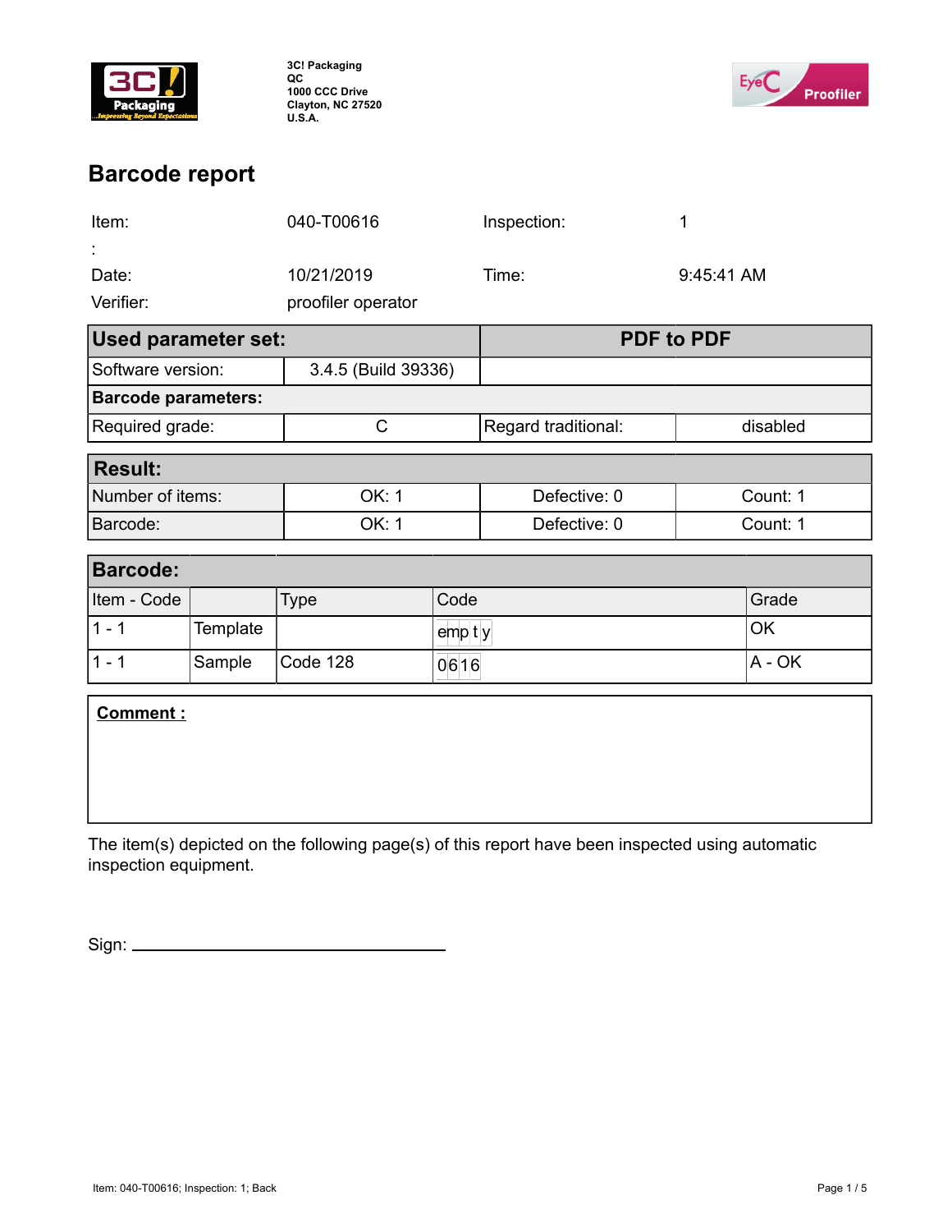3C! Packaging
QC
1000 CCC Drive
Clayton, NC 27520
U.S.A.

# Barcode report

| | | | |
|---|---|---|---|
| Item: | 040-T00616 | Inspection: | 1 |
| : | | | |
| Date: | 10/21/2019 | Time: | 9:45:41 AM |
| Verifier: | proofiler operator | | |

| **Used parameter set:** | | **PDF to PDF** | |
|---|---|---|---|
| Software version: | 3.4.5 (Build 39336) | | |
| **Barcode parameters:** | | | |
| Required grade: | C | Regard traditional: | disabled |

| **Result:** | | | |
|---|---|---|---|
| Number of items: | OK: 1 | Defective: 0 | Count: 1 |
| Barcode: | OK: 1 | Defective: 0 | Count: 1 |

| **Barcode:** | | | | |
|---|---|---|---|---|
| Item - Code | | Type | Code | Grade |
| 1 - 1 | Template | | empty | OK |
| 1 - 1 | Sample | Code 128 | 0616 | A - OK |

**Comment :**

The item(s) depicted on the following page(s) of this report have been inspected using automatic inspection equipment.

Sign: ______________________________

Item: 040-T00616; Inspection: 1; Back